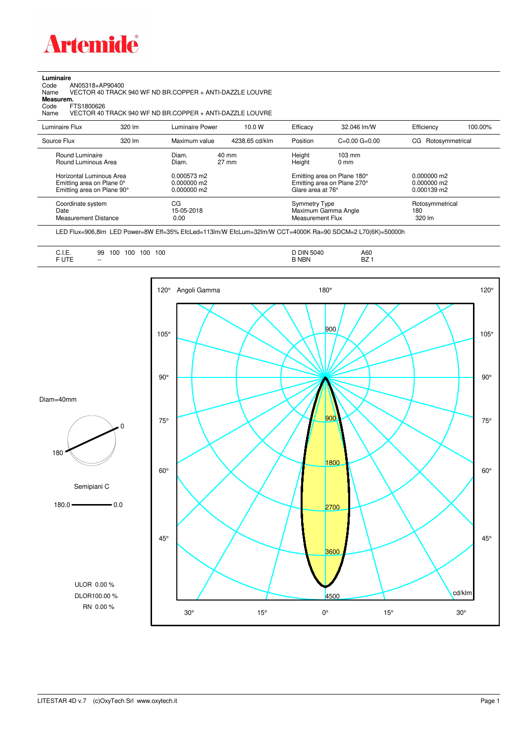# Artemide

**Luminaire**

Code AN05318+AP90400

Name VECTOR 40 TRACK 940 WF ND BR.COPPER + ANTI-DAZZLE LOUVRE

**Measurem.**

Code FTS1800626

Name VECTOR 40 TRACK 940 WF ND BR.COPPER + ANTI-DAZZLE LOUVRE

| Luminaire Flux | 320 lm | Luminaire Power | 10.0 W | Efficacy | 32.046 lm/W | Efficiency | 100.00% |
|---|---|---|---|---|---|---|---|
| Source Flux | 320 lm | Maximum value | 4238.65 cd/klm | Position | C=0.00 G=0.00 | CG Rotosymmetrical | |

| | | | |
|---|---|---|---|
| Round Luminaire | Diam. 40 mm | Height 103 mm | |
| Round Luminous Area | Diam. 27 mm | Height 0 mm | |
| Horizontal Luminous Area | 0.000573 m2 | Emitting area on Plane 180° | 0.000000 m2 |
| Emitting area on Plane 0° | 0.000000 m2 | Emitting area on Plane 270° | 0.000000 m2 |
| Emitting area on Plane 90° | 0.000000 m2 | Glare area at 76° | 0.000139 m2 |
| Coordinate system | CG | Symmetry Type | Rotosymmetrical |
| Date | 15-05-2018 | Maximum Gamma Angle | 180 |
| Measurement Distance | 0.00 | Measurement Flux | 320 lm |

LED Flux=906,8lm LED Power=8W Eff=35% EfcLed=113lm/W EfcLum=32lm/W CCT=4000K Ra=90 SDCM=2 L70(6K)=50000h

| | | | |
|---|---|---|---|
| C.I.E. | 99 100 100 100 100 | D DIN 5040 | A60 |
| F UTE | -- | B NBN | BZ 1 |

Diam=40mm

Semipiani C

180.0 — 0.0

ULOR 0.00 %

DLOR100.00 %

RN 0.00 %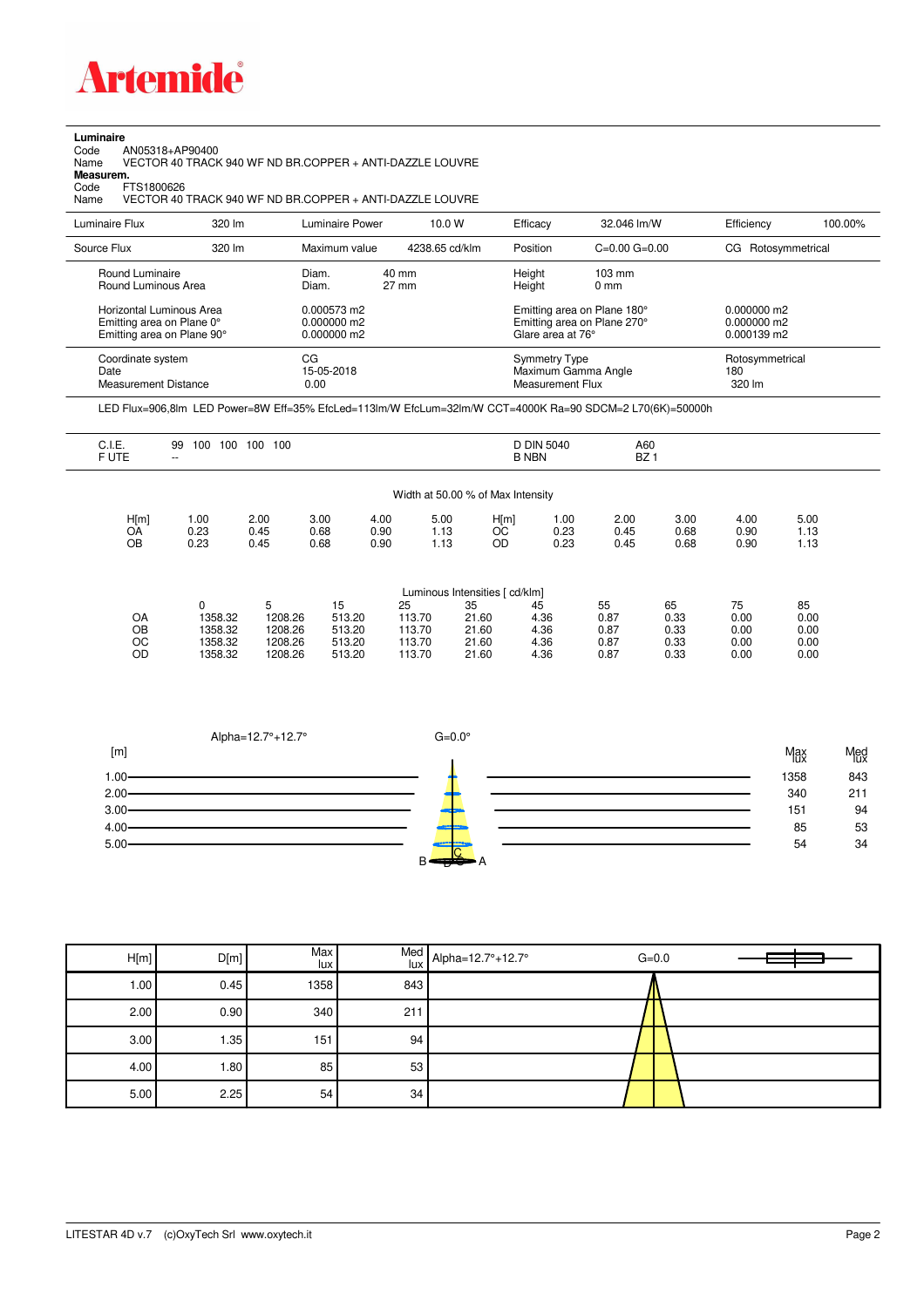# Artemide

**Luminaire**

Code AN05318+AP90400

Name VECTOR 40 TRACK 940 WF ND BR.COPPER + ANTI-DAZZLE LOUVRE

**Measurem.**

Code FTS1800626

Name VECTOR 40 TRACK 940 WF ND BR.COPPER + ANTI-DAZZLE LOUVRE

| | | | | | | | |
|---|---|---|---|---|---|---|---|
| Luminaire Flux | 320 lm | Luminaire Power | 10.0 W | Efficacy | 32.046 lm/W | Efficiency | 100.00% |
| Source Flux | 320 lm | Maximum value | 4238.65 cd/klm | Position | C=0.00 G=0.00 | CG | Rotosymmetrical |

| | | | | | | |
|---|---|---|---|---|---|---|
| Round Luminaire | Diam. | 40 mm | Height | 103 mm | | |
| Round Luminous Area | Diam. | 27 mm | Height | 0 mm | | |
| Horizontal Luminous Area | 0.000573 m2 | | Emitting area on Plane 180° | | 0.000000 m2 | |
| Emitting area on Plane 0° | 0.000000 m2 | | Emitting area on Plane 270° | | 0.000000 m2 | |
| Emitting area on Plane 90° | 0.000000 m2 | | Glare area at 76° | | 0.000139 m2 | |

| | | | |
|---|---|---|---|
| Coordinate system | CG | Symmetry Type | Rotosymmetrical |
| Date | 15-05-2018 | Maximum Gamma Angle | 180 |
| Measurement Distance | 0.00 | Measurement Flux | 320 lm |

LED Flux=906,8lm LED Power=8W Eff=35% EfcLed=113lm/W EfcLum=32lm/W CCT=4000K Ra=90 SDCM=2 L70(6K)=50000h

| | | | |
|---|---|---|---|
| C.I.E. | 99 100 100 100 100 | D DIN 5040 | A60 |
| F UTE | -- | B NBN | BZ 1 |

Width at 50.00 % of Max Intensity

| H[m] | 1.00 | 2.00 | 3.00 | 4.00 | 5.00 | H[m] | 1.00 | 2.00 | 3.00 | 4.00 | 5.00 |
|---|---|---|---|---|---|---|---|---|---|---|---|
| OA | 0.23 | 0.45 | 0.68 | 0.90 | 1.13 | OC | 0.23 | 0.45 | 0.68 | 0.90 | 1.13 |
| OB | 0.23 | 0.45 | 0.68 | 0.90 | 1.13 | OD | 0.23 | 0.45 | 0.68 | 0.90 | 1.13 |

Luminous Intensities [ cd/klm]

| | 0 | 5 | 15 | 25 | 35 | 45 | 55 | 65 | 75 | 85 |
|---|---|---|---|---|---|---|---|---|---|---|
| OA | 1358.32 | 1208.26 | 513.20 | 113.70 | 21.60 | 4.36 | 0.87 | 0.33 | 0.00 | 0.00 |
| OB | 1358.32 | 1208.26 | 513.20 | 113.70 | 21.60 | 4.36 | 0.87 | 0.33 | 0.00 | 0.00 |
| OC | 1358.32 | 1208.26 | 513.20 | 113.70 | 21.60 | 4.36 | 0.87 | 0.33 | 0.00 | 0.00 |
| OD | 1358.32 | 1208.26 | 513.20 | 113.70 | 21.60 | 4.36 | 0.87 | 0.33 | 0.00 | 0.00 |

Alpha=12.7°+12.7°

G=0.0°

[m]

1.00
2.00
3.00
4.00
5.00

B D C A

Max lux: 1358, 340, 151, 85, 54

Med lux: 843, 211, 94, 53, 34

| H[m] | D[m] | Max lux | Med lux | Alpha=12.7°+12.7° G=0.0 |
|---|---|---|---|---|
| 1.00 | 0.45 | 1358 | 843 | |
| 2.00 | 0.90 | 340 | 211 | |
| 3.00 | 1.35 | 151 | 94 | |
| 4.00 | 1.80 | 85 | 53 | |
| 5.00 | 2.25 | 54 | 34 | |

LITESTAR 4D v.7 (c)OxyTech Srl www.oxytech.it